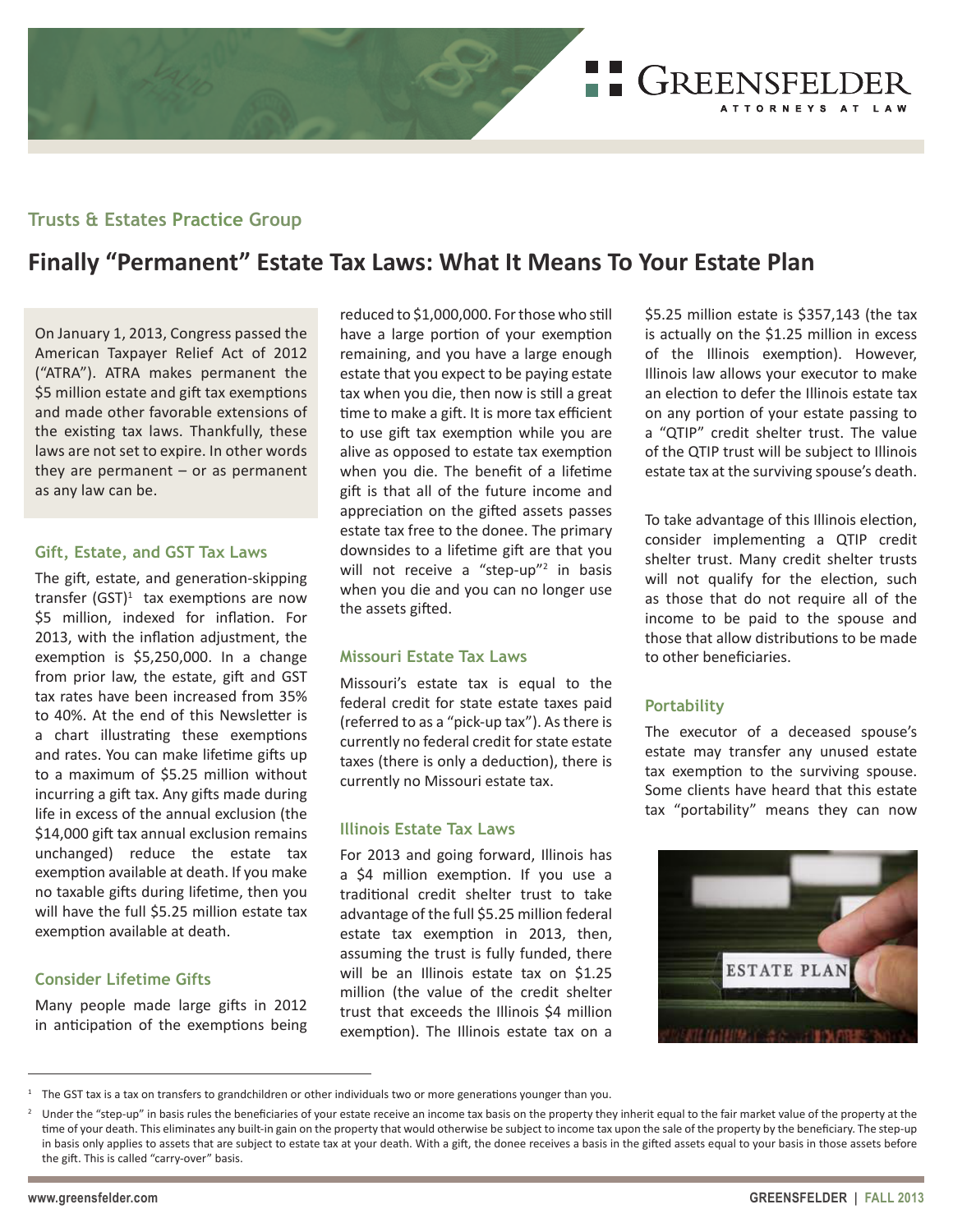## Trusts & Estates Practice Group

# Finally "Permanent" Estate Tax Laws: What It Means To Your Estate Plan

On January 1, 2013, Congress passed the American Taxpayer Relief Act of 2012 ("ATRA"). ATRA makes permanent the $5 million estate and gift tax exemptions and made other favorable extensions of the existing tax laws. Thankfully, these laws are not set to expire. In other words they are permanent – or as permanent as any law can be.

### Gift, Estate, and GST Tax Laws

The gift, estate, and generation-skipping transfer (GST)[1] tax exemptions are now $5 million, indexed for inflation. For 2013, with the inflation adjustment, the exemption is $5,250,000. In a change from prior law, the estate, gift and GST tax rates have been increased from 35% to 40%. At the end of this Newsletter is a chart illustrating these exemptions and rates. You can make lifetime gifts up to a maximum of $5.25 million without incurring a gift tax. Any gifts made during life in excess of the annual exclusion (the $14,000 gift tax annual exclusion remains unchanged) reduce the estate tax exemption available at death. If you make no taxable gifts during lifetime, then you will have the full $5.25 million estate tax exemption available at death.

### Consider Lifetime Gifts

Many people made large gifts in 2012 in anticipation of the exemptions being reduced to $1,000,000. For those who still have a large portion of your exemption remaining, and you have a large enough estate that you expect to be paying estate tax when you die, then now is still a great time to make a gift. It is more tax efficient to use gift tax exemption while you are alive as opposed to estate tax exemption when you die. The benefit of a lifetime gift is that all of the future income and appreciation on the gifted assets passes estate tax free to the donee. The primary downsides to a lifetime gift are that you will not receive a "step-up"[2] in basis when you die and you can no longer use the assets gifted.

### Missouri Estate Tax Laws

Missouri's estate tax is equal to the federal credit for state estate taxes paid (referred to as a "pick-up tax"). As there is currently no federal credit for state estate taxes (there is only a deduction), there is currently no Missouri estate tax.

### Illinois Estate Tax Laws

For 2013 and going forward, Illinois has a $4 million exemption. If you use a traditional credit shelter trust to take advantage of the full $5.25 million federal estate tax exemption in 2013, then, assuming the trust is fully funded, there will be an Illinois estate tax on $1.25 million (the value of the credit shelter trust that exceeds the Illinois $4 million exemption). The Illinois estate tax on a $5.25 million estate is $357,143 (the tax is actually on the $1.25 million in excess of the Illinois exemption). However, Illinois law allows your executor to make an election to defer the Illinois estate tax on any portion of your estate passing to a "QTIP" credit shelter trust. The value of the QTIP trust will be subject to Illinois estate tax at the surviving spouse's death.

To take advantage of this Illinois election, consider implementing a QTIP credit shelter trust. Many credit shelter trusts will not qualify for the election, such as those that do not require all of the income to be paid to the spouse and those that allow distributions to be made to other beneficiaries.

### Portability

The executor of a deceased spouse's estate may transfer any unused estate tax exemption to the surviving spouse. Some clients have heard that this estate tax "portability" means they can now

---

[1] The GST tax is a tax on transfers to grandchildren or other individuals two or more generations younger than you.

[2] Under the "step-up" in basis rules the beneficiaries of your estate receive an income tax basis on the property they inherit equal to the fair market value of the property at the time of your death. This eliminates any built-in gain on the property that would otherwise be subject to income tax upon the sale of the property by the beneficiary. The step-up in basis only applies to assets that are subject to estate tax at your death. With a gift, the donee receives a basis in the gifted assets equal to your basis in those assets before the gift. This is called "carry-over" basis.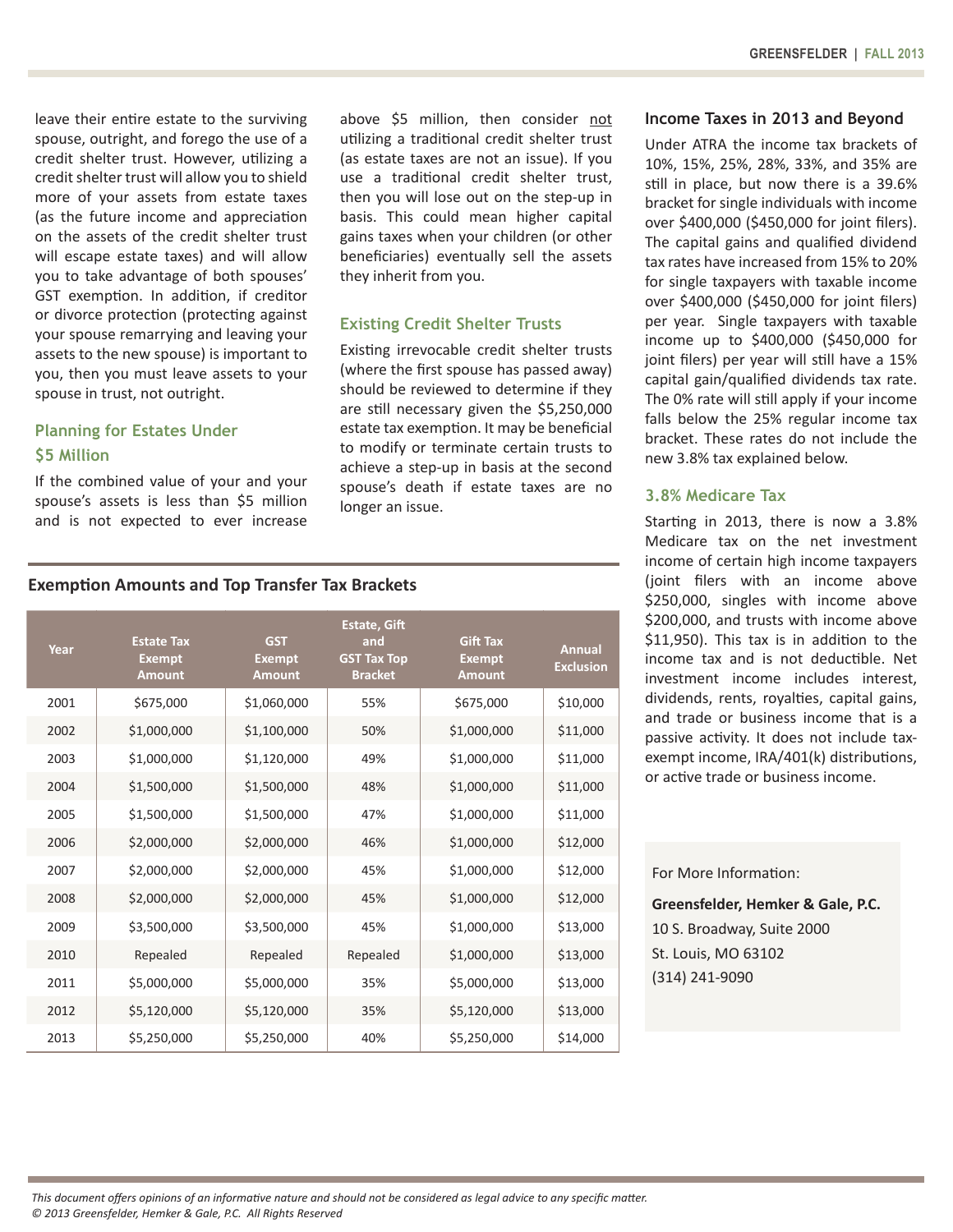leave their entire estate to the surviving spouse, outright, and forego the use of a credit shelter trust. However, utilizing a credit shelter trust will allow you to shield more of your assets from estate taxes (as the future income and appreciation on the assets of the credit shelter trust will escape estate taxes) and will allow you to take advantage of both spouses' GST exemption. In addition, if creditor or divorce protection (protecting against your spouse remarrying and leaving your assets to the new spouse) is important to you, then you must leave assets to your spouse in trust, not outright.

### Planning for Estates Under $5 Million

If the combined value of your and your spouse's assets is less than $5 million and is not expected to ever increase above $5 million, then consider not utilizing a traditional credit shelter trust (as estate taxes are not an issue). If you use a traditional credit shelter trust, then you will lose out on the step-up in basis. This could mean higher capital gains taxes when your children (or other beneficiaries) eventually sell the assets they inherit from you.

### Existing Credit Shelter Trusts

Existing irrevocable credit shelter trusts (where the first spouse has passed away) should be reviewed to determine if they are still necessary given the $5,250,000 estate tax exemption. It may be beneficial to modify or terminate certain trusts to achieve a step-up in basis at the second spouse's death if estate taxes are no longer an issue.

### Exemption Amounts and Top Transfer Tax Brackets

| Year | Estate Tax Exempt Amount | GST Exempt Amount | Estate, Gift and GST Tax Top Bracket | Gift Tax Exempt Amount | Annual Exclusion |
|---|---|---|---|---|---|
| 2001 | $675,000 | $1,060,000 | 55% | $675,000 | $10,000 |
| 2002 | $1,000,000 | $1,100,000 | 50% | $1,000,000 | $11,000 |
| 2003 | $1,000,000 | $1,120,000 | 49% | $1,000,000 | $11,000 |
| 2004 | $1,500,000 | $1,500,000 | 48% | $1,000,000 | $11,000 |
| 2005 | $1,500,000 | $1,500,000 | 47% | $1,000,000 | $11,000 |
| 2006 | $2,000,000 | $2,000,000 | 46% | $1,000,000 | $12,000 |
| 2007 | $2,000,000 | $2,000,000 | 45% | $1,000,000 | $12,000 |
| 2008 | $2,000,000 | $2,000,000 | 45% | $1,000,000 | $12,000 |
| 2009 | $3,500,000 | $3,500,000 | 45% | $1,000,000 | $13,000 |
| 2010 | Repealed | Repealed | Repealed | $1,000,000 | $13,000 |
| 2011 | $5,000,000 | $5,000,000 | 35% | $5,000,000 | $13,000 |
| 2012 | $5,120,000 | $5,120,000 | 35% | $5,120,000 | $13,000 |
| 2013 | $5,250,000 | $5,250,000 | 40% | $5,250,000 | $14,000 |

### Income Taxes in 2013 and Beyond

Under ATRA the income tax brackets of 10%, 15%, 25%, 28%, 33%, and 35% are still in place, but now there is a 39.6% bracket for single individuals with income over $400,000 ($450,000 for joint filers). The capital gains and qualified dividend tax rates have increased from 15% to 20% for single taxpayers with taxable income over $400,000 ($450,000 for joint filers) per year. Single taxpayers with taxable income up to $400,000 ($450,000 for joint filers) per year will still have a 15% capital gain/qualified dividends tax rate. The 0% rate will still apply if your income falls below the 25% regular income tax bracket. These rates do not include the new 3.8% tax explained below.

### 3.8% Medicare Tax

Starting in 2013, there is now a 3.8% Medicare tax on the net investment income of certain high income taxpayers (joint filers with an income above $250,000, singles with income above $200,000, and trusts with income above $11,950). This tax is in addition to the income tax and is not deductible. Net investment income includes interest, dividends, rents, royalties, capital gains, and trade or business income that is a passive activity. It does not include tax-exempt income, IRA/401(k) distributions, or active trade or business income.

For More Information:

**Greensfelder, Hemker & Gale, P.C.**
10 S. Broadway, Suite 2000
St. Louis, MO 63102
(314) 241-9090

*This document offers opinions of an informative nature and should not be considered as legal advice to any specific matter.*
*© 2013 Greensfelder, Hemker & Gale, P.C. All Rights Reserved*